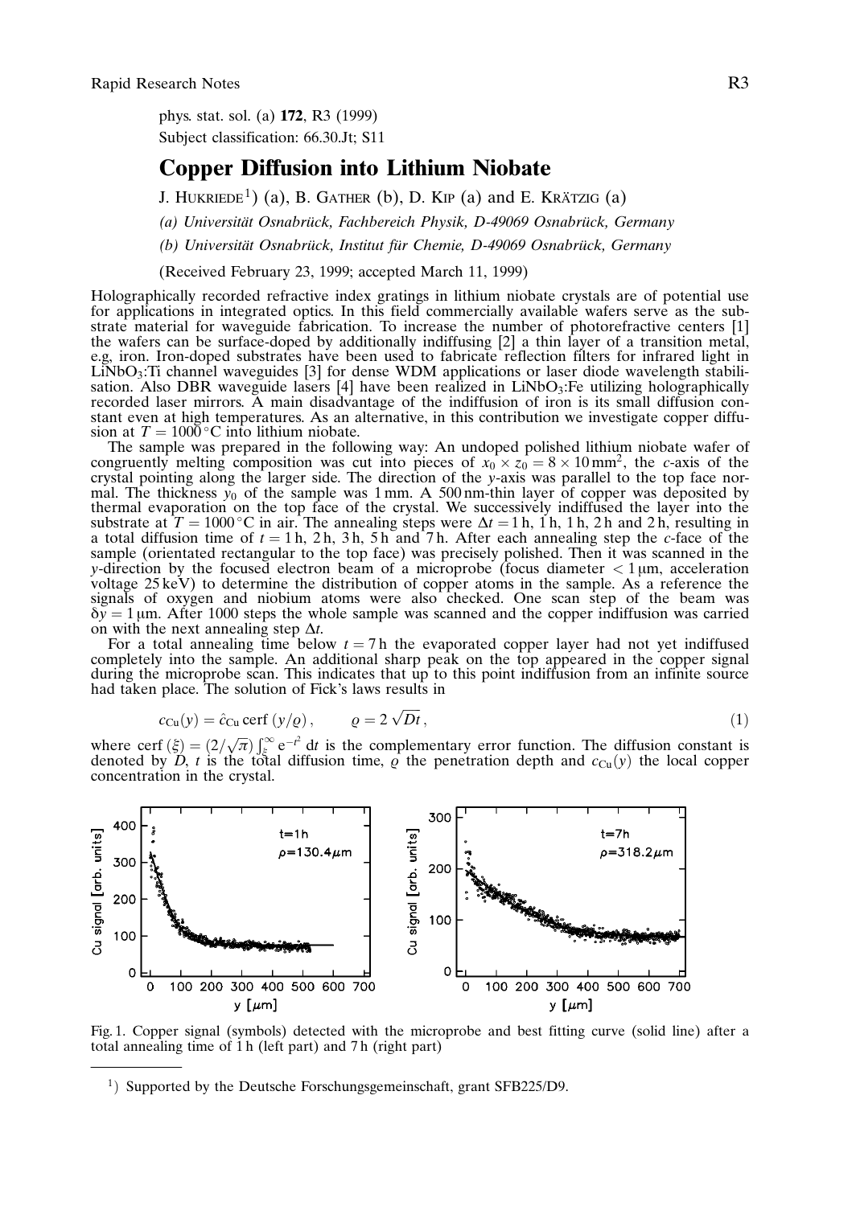phys. stat. sol. (a) **172**, R3 (1999)

Subject classification: 66.30.Jt; S11

# Copper Diffusion into Lithium Niobate

J. Hukriede[1]) (a), B. Gather (b), D. Kip (a) and E. Krätzig (a)

*(a) Universität Osnabrück, Fachbereich Physik, D-49069 Osnabrück, Germany*

*(b) Universität Osnabrück, Institut für Chemie, D-49069 Osnabrück, Germany*

(Received February 23, 1999; accepted March 11, 1999)

Holographically recorded refractive index gratings in lithium niobate crystals are of potential use for applications in integrated optics. In this field commercially available wafers serve as the substrate material for waveguide fabrication. To increase the number of photorefractive centers [1] the wafers can be surface-doped by additionally indiffusing [2] a thin layer of a transition metal, e.g, iron. Iron-doped substrates have been used to fabricate reflection filters for infrared light in $LiNbO_3$:Ti channel waveguides [3] for dense WDM applications or laser diode wavelength stabilisation. Also DBR waveguide lasers [4] have been realized in $LiNbO_3$:Fe utilizing holographically recorded laser mirrors. A main disadvantage of the indiffusion of iron is its small diffusion constant even at high temperatures. As an alternative, in this contribution we investigate copper diffusion at $T = 1000\,^\circ$C into lithium niobate.

The sample was prepared in the following way: An undoped polished lithium niobate wafer of congruently melting composition was cut into pieces of $x_0 \times z_0 = 8 \times 10\,\text{mm}^2$, the $c$-axis of the crystal pointing along the larger side. The direction of the $y$-axis was parallel to the top face normal. The thickness $y_0$ of the sample was 1 mm. A 500 nm-thin layer of copper was deposited by thermal evaporation on the top face of the crystal. We successively indiffused the layer into the substrate at $T = 1000\,^\circ$C in air. The annealing steps were $\Delta t = 1$ h, 1 h, 1 h, 2 h and 2 h, resulting in a total diffusion time of $t = 1$ h, 2 h, 3 h, 5 h and 7 h. After each annealing step the $c$-face of the sample (orientated rectangular to the top face) was precisely polished. Then it was scanned in the $y$-direction by the focused electron beam of a microprobe (focus diameter $< 1\,\mu$m, acceleration voltage 25 keV) to determine the distribution of copper atoms in the sample. As a reference the signals of oxygen and niobium atoms were also checked. One scan step of the beam was $\delta y = 1\,\mu$m. After 1000 steps the whole sample was scanned and the copper indiffusion was carried on with the next annealing step $\Delta t$.

For a total annealing time below $t = 7$ h the evaporated copper layer had not yet indiffused completely into the sample. An additional sharp peak on the top appeared in the copper signal during the microprobe scan. This indicates that up to this point indiffusion from an infinite source had taken place. The solution of Fick's laws results in

$$c_{\text{Cu}}(y) = \hat{c}_{\text{Cu}}\,\text{cerf}\,(y/\varrho)\,, \qquad \varrho = 2\sqrt{Dt}\,, \tag{1}$$

where $\text{cerf}\,(\xi) = (2/\sqrt{\pi}) \int_\xi^\infty e^{-t^2}\,dt$ is the complementary error function. The diffusion constant is denoted by $D$, $t$ is the total diffusion time, $\varrho$ the penetration depth and $c_{\text{Cu}}(y)$ the local copper concentration in the crystal.

Fig. 1. Copper signal (symbols) detected with the microprobe and best fitting curve (solid line) after a total annealing time of 1 h (left part) and 7 h (right part)

---

[1]) Supported by the Deutsche Forschungsgemeinschaft, grant SFB225/D9.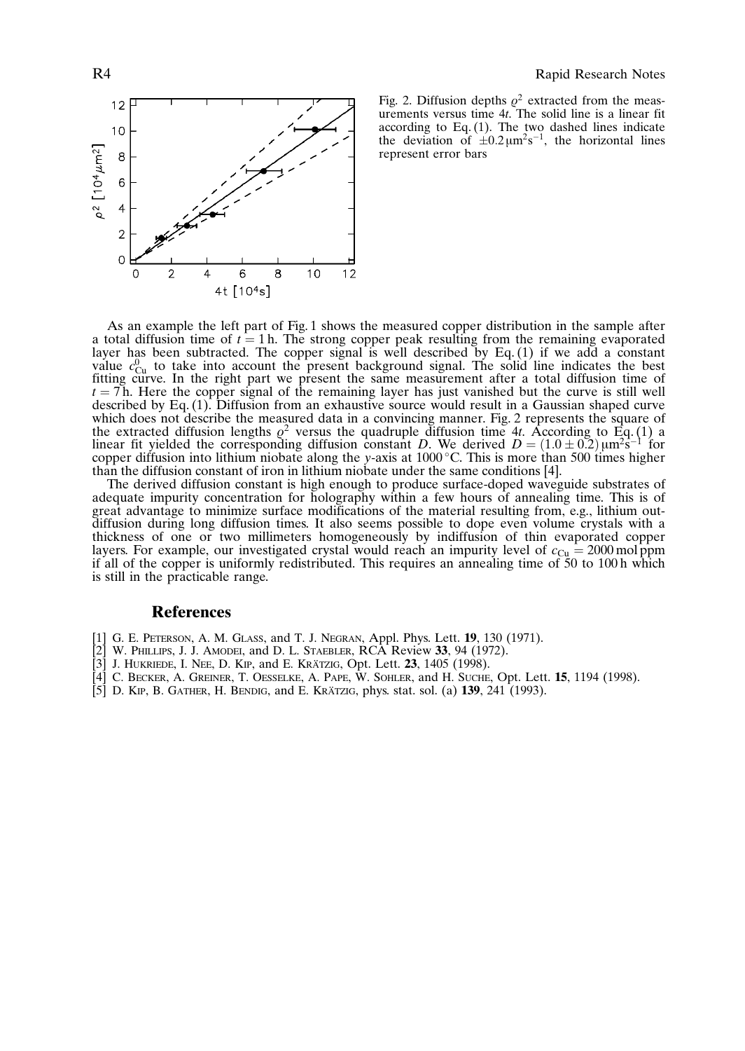$\rho^2$ [$10^4 \mu m^2$]

12
10
8
6
4
2
0

0 2 4 6 8 10 12

4t [$10^4$s]

Fig. 2. Diffusion depths $\varrho^2$ extracted from the measurements versus time $4t$. The solid line is a linear fit according to Eq. (1). The two dashed lines indicate the deviation of $\pm 0.2\,\mu m^2 s^{-1}$, the horizontal lines represent error bars

As an example the left part of Fig. 1 shows the measured copper distribution in the sample after a total diffusion time of $t = 1$ h. The strong copper peak resulting from the remaining evaporated layer has been subtracted. The copper signal is well described by Eq. (1) if we add a constant value $c^0_{Cu}$ to take into account the present background signal. The solid line indicates the best fitting curve. In the right part we present the same measurement after a total diffusion time of $t = 7$ h. Here the copper signal of the remaining layer has just vanished but the curve is still well described by Eq. (1). Diffusion from an exhaustive source would result in a Gaussian shaped curve which does not describe the measured data in a convincing manner. Fig. 2 represents the square of the extracted diffusion lengths $\varrho^2$ versus the quadruple diffusion time $4t$. According to Eq. (1) a linear fit yielded the corresponding diffusion constant $D$. We derived $D = (1.0 \pm 0.2)\,\mu m^2 s^{-1}$ for copper diffusion into lithium niobate along the $y$-axis at 1000 °C. This is more than 500 times higher than the diffusion constant of iron in lithium niobate under the same conditions [4].

The derived diffusion constant is high enough to produce surface-doped waveguide substrates of adequate impurity concentration for holography within a few hours of annealing time. This is of great advantage to minimize surface modifications of the material resulting from, e.g., lithium outdiffusion during long diffusion times. It also seems possible to dope even volume crystals with a thickness of one or two millimeters homogeneously by indiffusion of thin evaporated copper layers. For example, our investigated crystal would reach an impurity level of $c_{Cu} = 2000$ mol ppm if all of the copper is uniformly redistributed. This requires an annealing time of 50 to 100 h which is still in the practicable range.

## References

[1] G. E. Peterson, A. M. Glass, and T. J. Negran, Appl. Phys. Lett. **19**, 130 (1971).

[2] W. Phillips, J. J. Amodei, and D. L. Staebler, RCA Review **33**, 94 (1972).

[3] J. Hukriede, I. Nee, D. Kip, and E. Krätzig, Opt. Lett. **23**, 1405 (1998).

[4] C. Becker, A. Greiner, T. Oesselke, A. Pape, W. Sohler, and H. Suche, Opt. Lett. **15**, 1194 (1998).

[5] D. Kip, B. Gather, H. Bendig, and E. Krätzig, phys. stat. sol. (a) **139**, 241 (1993).